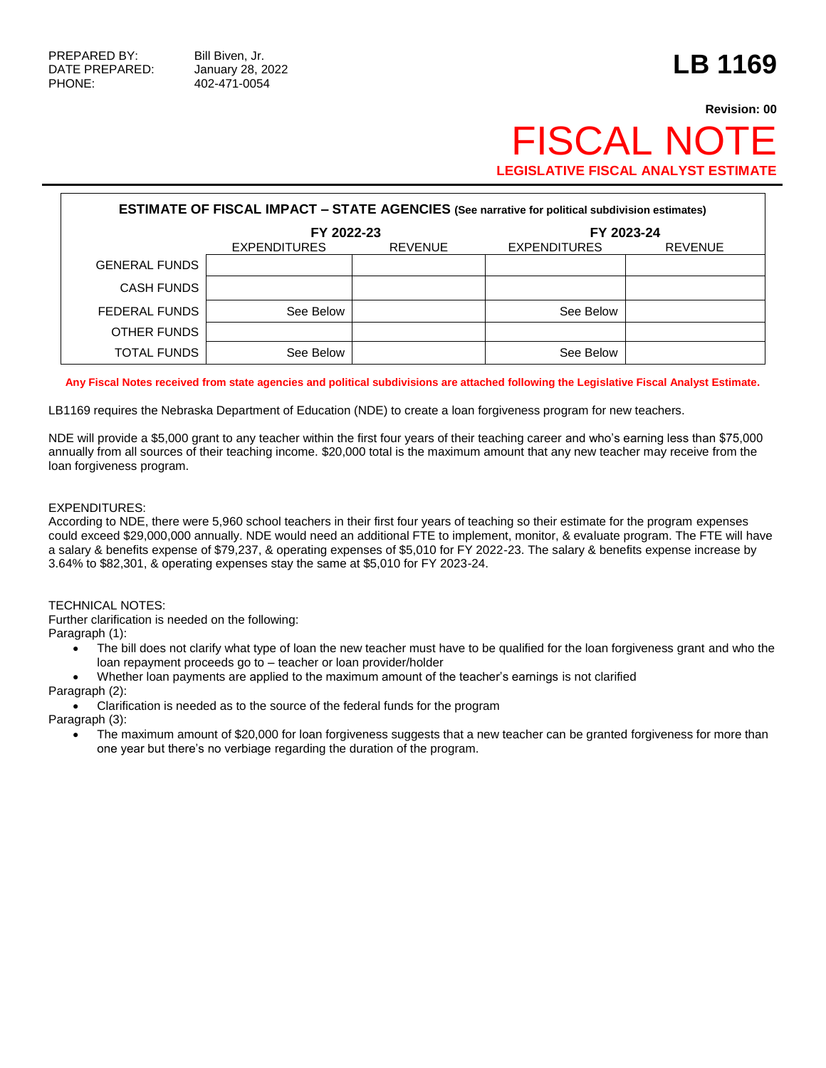PREPARED BY: Bill Biven, Jr.
DATE PREPARED: January 28, 2022
PHONE: 402-471-0054

# LB 1169

**Revision: 00**

# FISCAL NOTE

**LEGISLATIVE FISCAL ANALYST ESTIMATE**

**ESTIMATE OF FISCAL IMPACT – STATE AGENCIES (See narrative for political subdivision estimates)**

| | FY 2022-23 | | FY 2023-24 | |
|---|---|---|---|---|
| | EXPENDITURES | REVENUE | EXPENDITURES | REVENUE |
| GENERAL FUNDS | | | | |
| CASH FUNDS | | | | |
| FEDERAL FUNDS | See Below | | See Below | |
| OTHER FUNDS | | | | |
| TOTAL FUNDS | See Below | | See Below | |

**Any Fiscal Notes received from state agencies and political subdivisions are attached following the Legislative Fiscal Analyst Estimate.**

LB1169 requires the Nebraska Department of Education (NDE) to create a loan forgiveness program for new teachers.

NDE will provide a $5,000 grant to any teacher within the first four years of their teaching career and who's earning less than $75,000 annually from all sources of their teaching income. $20,000 total is the maximum amount that any new teacher may receive from the loan forgiveness program.

EXPENDITURES:
According to NDE, there were 5,960 school teachers in their first four years of teaching so their estimate for the program expenses could exceed $29,000,000 annually. NDE would need an additional FTE to implement, monitor, & evaluate program. The FTE will have a salary & benefits expense of $79,237, & operating expenses of $5,010 for FY 2022-23. The salary & benefits expense increase by 3.64% to $82,301, & operating expenses stay the same at $5,010 for FY 2023-24.

TECHNICAL NOTES:
Further clarification is needed on the following:
Paragraph (1):

- The bill does not clarify what type of loan the new teacher must have to be qualified for the loan forgiveness grant and who the loan repayment proceeds go to – teacher or loan provider/holder
- Whether loan payments are applied to the maximum amount of the teacher's earnings is not clarified

Paragraph (2):

- Clarification is needed as to the source of the federal funds for the program

Paragraph (3):

- The maximum amount of $20,000 for loan forgiveness suggests that a new teacher can be granted forgiveness for more than one year but there's no verbiage regarding the duration of the program.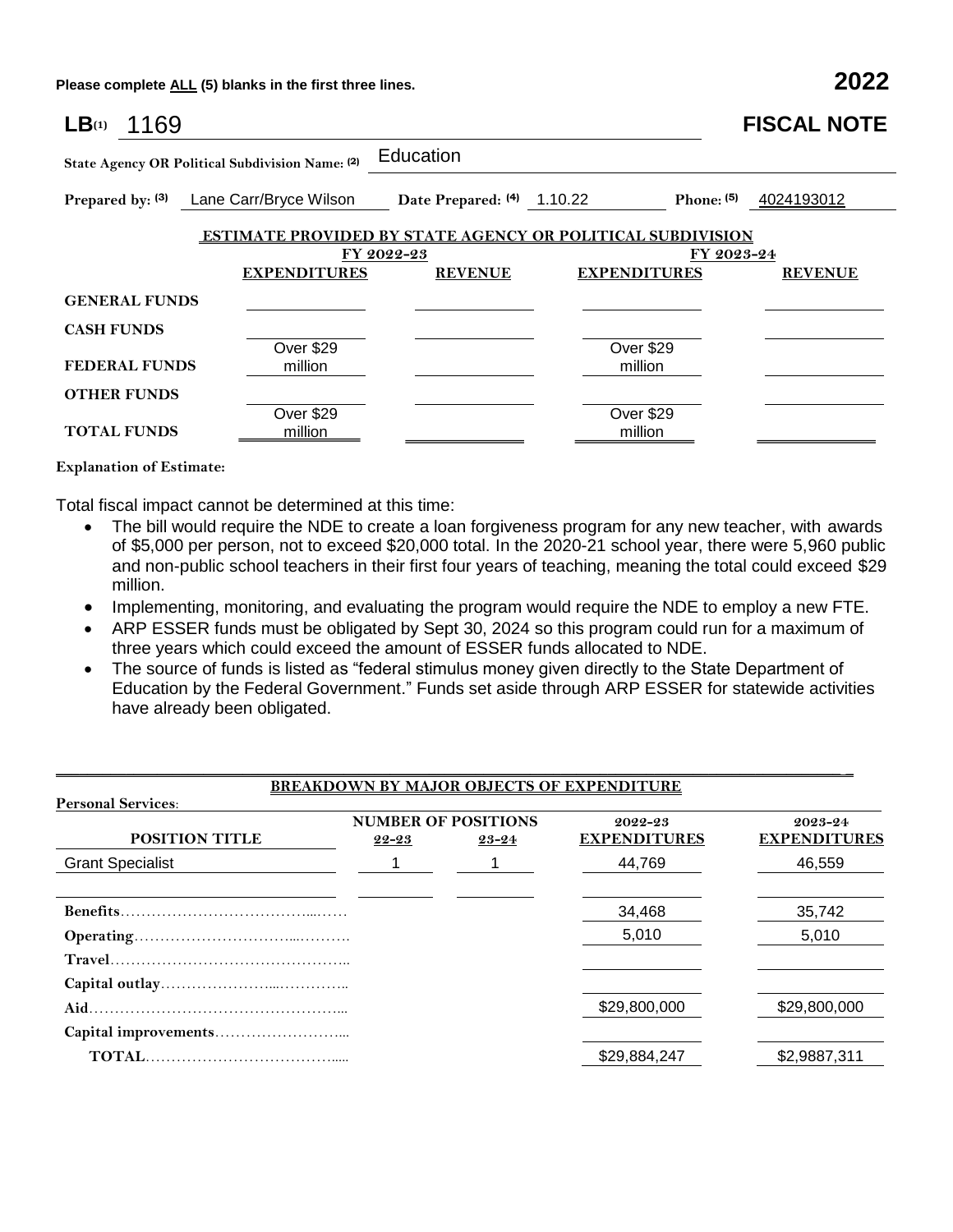Please complete ALL (5) blanks in the first three lines. **2022**

**LB**(1) 1169 **FISCAL NOTE**

**State Agency OR Political Subdivision Name:** (2) Education

**Prepared by:** (3) Lane Carr/Bryce Wilson **Date Prepared:** (4) 1.10.22 **Phone:** (5) 4024193012

## ESTIMATE PROVIDED BY STATE AGENCY OR POLITICAL SUBDIVISION

| | FY 2022-23 | | FY 2023-24 | |
|---|---|---|---|---|
| | **EXPENDITURES** | **REVENUE** | **EXPENDITURES** | **REVENUE** |
| **GENERAL FUNDS** | | | | |
| **CASH FUNDS** | | | | |
| **FEDERAL FUNDS** | Over $29 million | | Over $29 million | |
| **OTHER FUNDS** | | | | |
| **TOTAL FUNDS** | Over $29 million | | Over $29 million | |

**Explanation of Estimate:**

Total fiscal impact cannot be determined at this time:

- The bill would require the NDE to create a loan forgiveness program for any new teacher, with awards of $5,000 per person, not to exceed $20,000 total. In the 2020-21 school year, there were 5,960 public and non-public school teachers in their first four years of teaching, meaning the total could exceed $29 million.
- Implementing, monitoring, and evaluating the program would require the NDE to employ a new FTE.
- ARP ESSER funds must be obligated by Sept 30, 2024 so this program could run for a maximum of three years which could exceed the amount of ESSER funds allocated to NDE.
- The source of funds is listed as "federal stimulus money given directly to the State Department of Education by the Federal Government." Funds set aside through ARP ESSER for statewide activities have already been obligated.

## BREAKDOWN BY MAJOR OBJECTS OF EXPENDITURE

**Personal Services:**

| POSITION TITLE | NUMBER OF POSITIONS 22-23 | NUMBER OF POSITIONS 23-24 | 2022-23 EXPENDITURES | 2023-24 EXPENDITURES |
|---|---|---|---|---|
| Grant Specialist | 1 | 1 | 44,769 | 46,559 |
| | | | | |
| **Benefits** | | | 34,468 | 35,742 |
| **Operating** | | | 5,010 | 5,010 |
| **Travel** | | | | |
| **Capital outlay** | | | | |
| **Aid** | | | $29,800,000 | $29,800,000 |
| **Capital improvements** | | | | |
| **TOTAL** | | | $29,884,247 | $2,9887,311 |